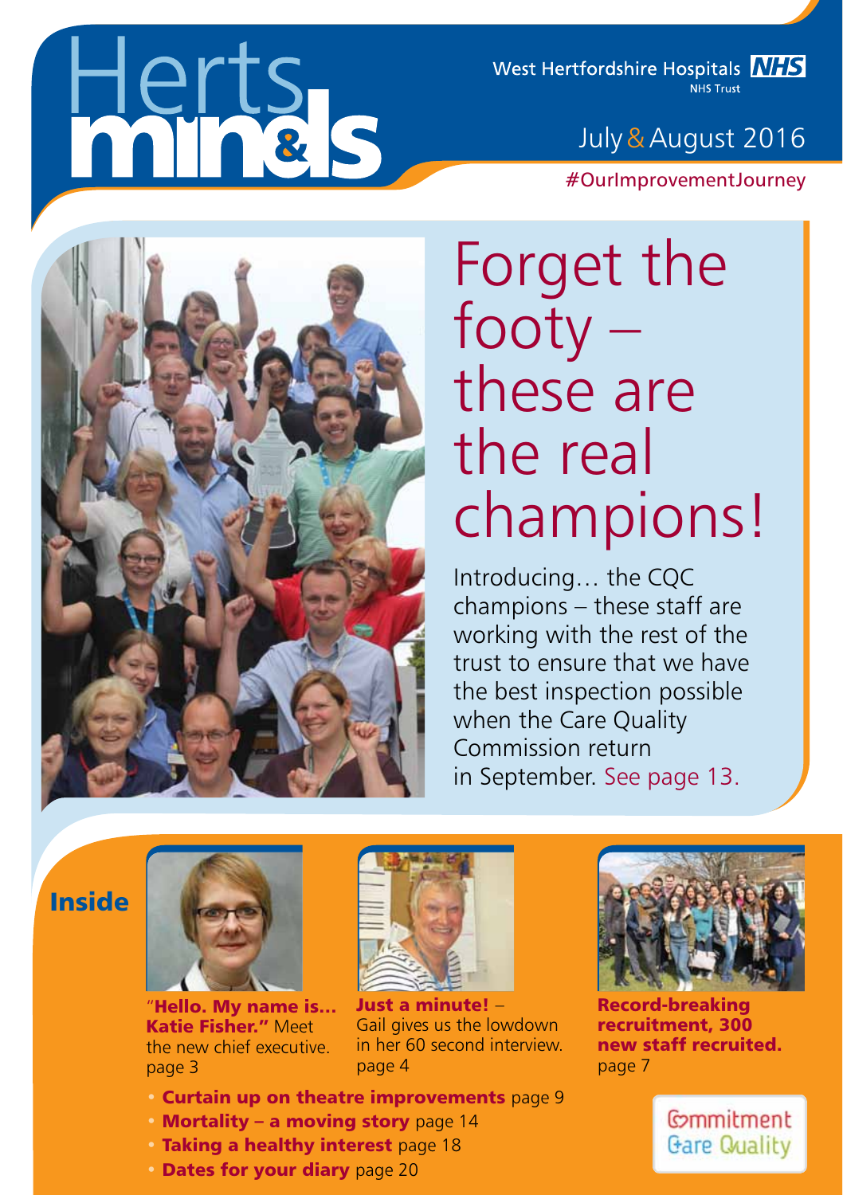# Herts minds

West Hertfordshire Hospitals NHS Trust

July & August 2016

#OurImprovementJourney

# Forget the footy – these are the real champions!

Introducing… the CQC champions – these staff are working with the rest of the trust to ensure that we have the best inspection possible when the Care Quality Commission return in September. See page 13.

## Inside

**"Hello. My name is… Katie Fisher."** Meet the new chief executive. page 3

**Just a minute!** – Gail gives us the lowdown in her 60 second interview. page 4

**Record-breaking recruitment, 300 new staff recruited.** page 7

- **Curtain up on theatre improvements** page 9
- **Mortality – a moving story** page 14
- **Taking a healthy interest** page 18
- **Dates for your diary** page 20

Commitment Care Quality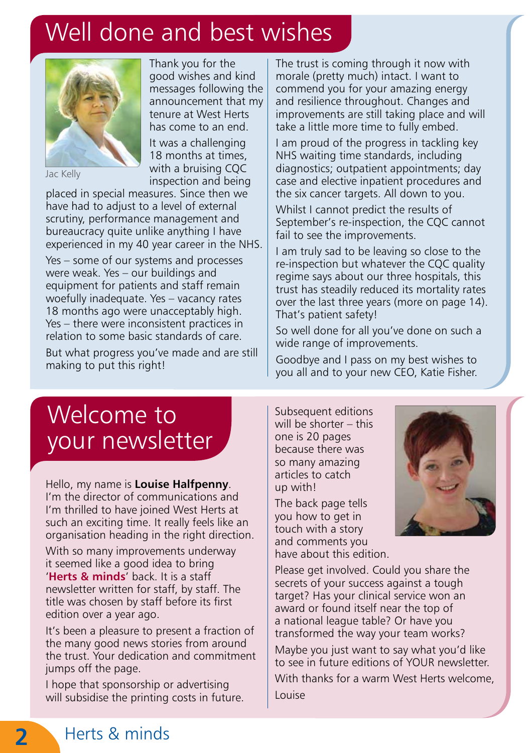# Well done and best wishes

Jac Kelly

Thank you for the good wishes and kind messages following the announcement that my tenure at West Herts has come to an end.

It was a challenging 18 months at times, with a bruising CQC inspection and being placed in special measures. Since then we have had to adjust to a level of external scrutiny, performance management and bureaucracy quite unlike anything I have experienced in my 40 year career in the NHS.

Yes – some of our systems and processes were weak. Yes – our buildings and equipment for patients and staff remain woefully inadequate. Yes – vacancy rates 18 months ago were unacceptably high. Yes – there were inconsistent practices in relation to some basic standards of care.

But what progress you've made and are still making to put this right!

The trust is coming through it now with morale (pretty much) intact. I want to commend you for your amazing energy and resilience throughout. Changes and improvements are still taking place and will take a little more time to fully embed.

I am proud of the progress in tackling key NHS waiting time standards, including diagnostics; outpatient appointments; day case and elective inpatient procedures and the six cancer targets. All down to you.

Whilst I cannot predict the results of September's re-inspection, the CQC cannot fail to see the improvements.

I am truly sad to be leaving so close to the re-inspection but whatever the CQC quality regime says about our three hospitals, this trust has steadily reduced its mortality rates over the last three years (more on page 14). That's patient safety!

So well done for all you've done on such a wide range of improvements.

Goodbye and I pass on my best wishes to you all and to your new CEO, Katie Fisher.

# Welcome to your newsletter

Hello, my name is **Louise Halfpenny**. I'm the director of communications and I'm thrilled to have joined West Herts at such an exciting time. It really feels like an organisation heading in the right direction.

With so many improvements underway it seemed like a good idea to bring '**Herts & minds**' back. It is a staff newsletter written for staff, by staff. The title was chosen by staff before its first edition over a year ago.

It's been a pleasure to present a fraction of the many good news stories from around the trust. Your dedication and commitment jumps off the page.

I hope that sponsorship or advertising will subsidise the printing costs in future.

Subsequent editions will be shorter – this one is 20 pages because there was so many amazing articles to catch up with!

The back page tells you how to get in touch with a story and comments you have about this edition.

Please get involved. Could you share the secrets of your success against a tough target? Has your clinical service won an award or found itself near the top of a national league table? Or have you transformed the way your team works?

Maybe you just want to say what you'd like to see in future editions of YOUR newsletter.

With thanks for a warm West Herts welcome,

Louise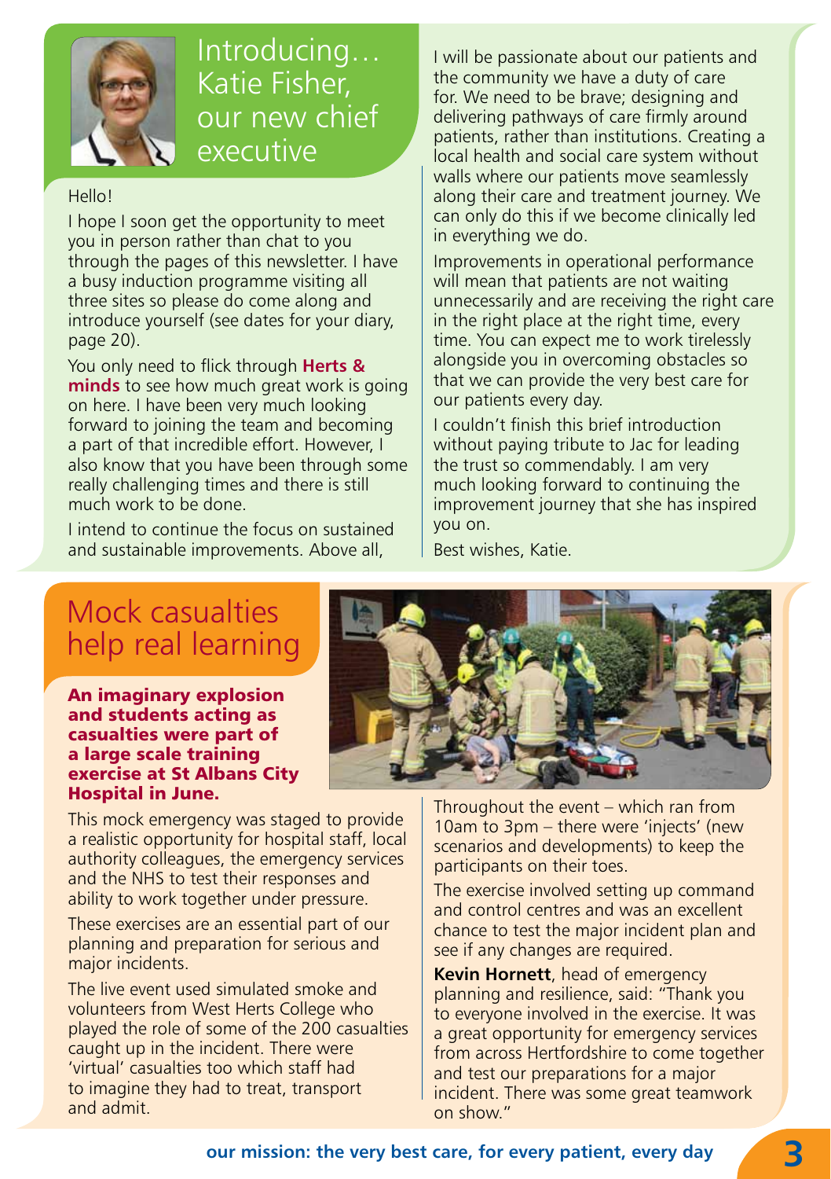## Introducing… Katie Fisher, our new chief executive

Hello!

I hope I soon get the opportunity to meet you in person rather than chat to you through the pages of this newsletter. I have a busy induction programme visiting all three sites so please do come along and introduce yourself (see dates for your diary, page 20).

You only need to flick through **Herts & minds** to see how much great work is going on here. I have been very much looking forward to joining the team and becoming a part of that incredible effort. However, I also know that you have been through some really challenging times and there is still much work to be done.

I intend to continue the focus on sustained and sustainable improvements. Above all, I will be passionate about our patients and the community we have a duty of care for. We need to be brave; designing and delivering pathways of care firmly around patients, rather than institutions. Creating a local health and social care system without walls where our patients move seamlessly along their care and treatment journey. We can only do this if we become clinically led in everything we do.

Improvements in operational performance will mean that patients are not waiting unnecessarily and are receiving the right care in the right place at the right time, every time. You can expect me to work tirelessly alongside you in overcoming obstacles so that we can provide the very best care for our patients every day.

I couldn't finish this brief introduction without paying tribute to Jac for leading the trust so commendably. I am very much looking forward to continuing the improvement journey that she has inspired you on.

Best wishes, Katie.

## Mock casualties help real learning

**An imaginary explosion and students acting as casualties were part of a large scale training exercise at St Albans City Hospital in June.**

This mock emergency was staged to provide a realistic opportunity for hospital staff, local authority colleagues, the emergency services and the NHS to test their responses and ability to work together under pressure.

These exercises are an essential part of our planning and preparation for serious and major incidents.

The live event used simulated smoke and volunteers from West Herts College who played the role of some of the 200 casualties caught up in the incident. There were 'virtual' casualties too which staff had to imagine they had to treat, transport and admit.

Throughout the event – which ran from 10am to 3pm – there were 'injects' (new scenarios and developments) to keep the participants on their toes.

The exercise involved setting up command and control centres and was an excellent chance to test the major incident plan and see if any changes are required.

**Kevin Hornett**, head of emergency planning and resilience, said: "Thank you to everyone involved in the exercise. It was a great opportunity for emergency services from across Hertfordshire to come together and test our preparations for a major incident. There was some great teamwork on show."

**our mission: the very best care, for every patient, every day**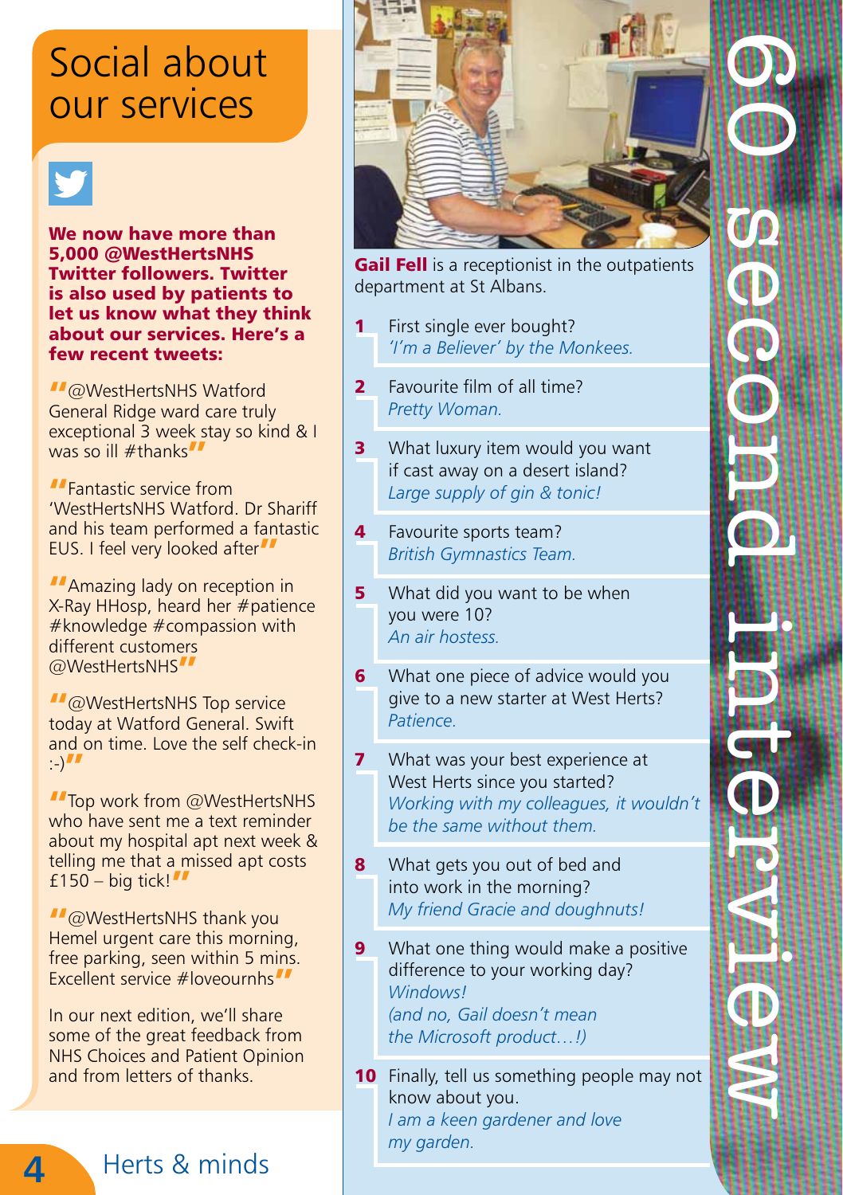# Social about our services

**We now have more than 5,000 @WestHertsNHS Twitter followers. Twitter is also used by patients to let us know what they think about our services. Here's a few recent tweets:**

"@WestHertsNHS Watford General Ridge ward care truly exceptional 3 week stay so kind & I was so ill #thanks"

"Fantastic service from 'WestHertsNHS Watford. Dr Shariff and his team performed a fantastic EUS. I feel very looked after"

"Amazing lady on reception in X-Ray HHosp, heard her #patience #knowledge #compassion with different customers @WestHertsNHS"

"@WestHertsNHS Top service today at Watford General. Swift and on time. Love the self check-in :-)"

"Top work from @WestHertsNHS who have sent me a text reminder about my hospital apt next week & telling me that a missed apt costs £150 – big tick!"

"@WestHertsNHS thank you Hemel urgent care this morning, free parking, seen within 5 mins. Excellent service #loveournhs"

In our next edition, we'll share some of the great feedback from NHS Choices and Patient Opinion and from letters of thanks.

# 60 second interview

**Gail Fell** is a receptionist in the outpatients department at St Albans.

**1** First single ever bought?
*'I'm a Believer' by the Monkees.*

**2** Favourite film of all time?
*Pretty Woman.*

**3** What luxury item would you want if cast away on a desert island?
*Large supply of gin & tonic!*

**4** Favourite sports team?
*British Gymnastics Team.*

**5** What did you want to be when you were 10?
*An air hostess.*

**6** What one piece of advice would you give to a new starter at West Herts?
*Patience.*

**7** What was your best experience at West Herts since you started?
*Working with my colleagues, it wouldn't be the same without them.*

**8** What gets you out of bed and into work in the morning?
*My friend Gracie and doughnuts!*

**9** What one thing would make a positive difference to your working day?
*Windows!*
*(and no, Gail doesn't mean the Microsoft product…!)*

**10** Finally, tell us something people may not know about you.
*I am a keen gardener and love my garden.*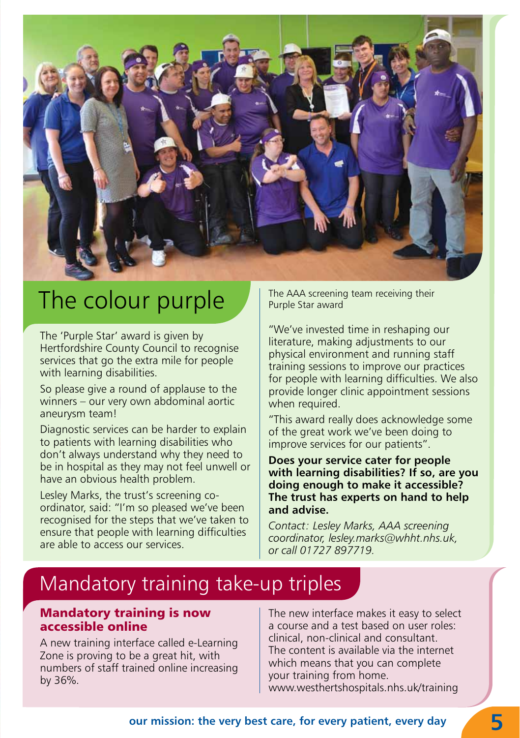# The colour purple

The AAA screening team receiving their Purple Star award

The 'Purple Star' award is given by Hertfordshire County Council to recognise services that go the extra mile for people with learning disabilities.

So please give a round of applause to the winners – our very own abdominal aortic aneurysm team!

Diagnostic services can be harder to explain to patients with learning disabilities who don't always understand why they need to be in hospital as they may not feel unwell or have an obvious health problem.

Lesley Marks, the trust's screening co-ordinator, said: "I'm so pleased we've been recognised for the steps that we've taken to ensure that people with learning difficulties are able to access our services.

"We've invested time in reshaping our literature, making adjustments to our physical environment and running staff training sessions to improve our practices for people with learning difficulties. We also provide longer clinic appointment sessions when required.

"This award really does acknowledge some of the great work we've been doing to improve services for our patients".

**Does your service cater for people with learning disabilities? If so, are you doing enough to make it accessible? The trust has experts on hand to help and advise.**

*Contact: Lesley Marks, AAA screening coordinator, lesley.marks@whht.nhs.uk, or call 01727 897719.*

# Mandatory training take-up triples

### Mandatory training is now accessible online

A new training interface called e-Learning Zone is proving to be a great hit, with numbers of staff trained online increasing by 36%.

The new interface makes it easy to select a course and a test based on user roles: clinical, non-clinical and consultant. The content is available via the internet which means that you can complete your training from home. www.westhertshospitals.nhs.uk/training

**our mission: the very best care, for every patient, every day**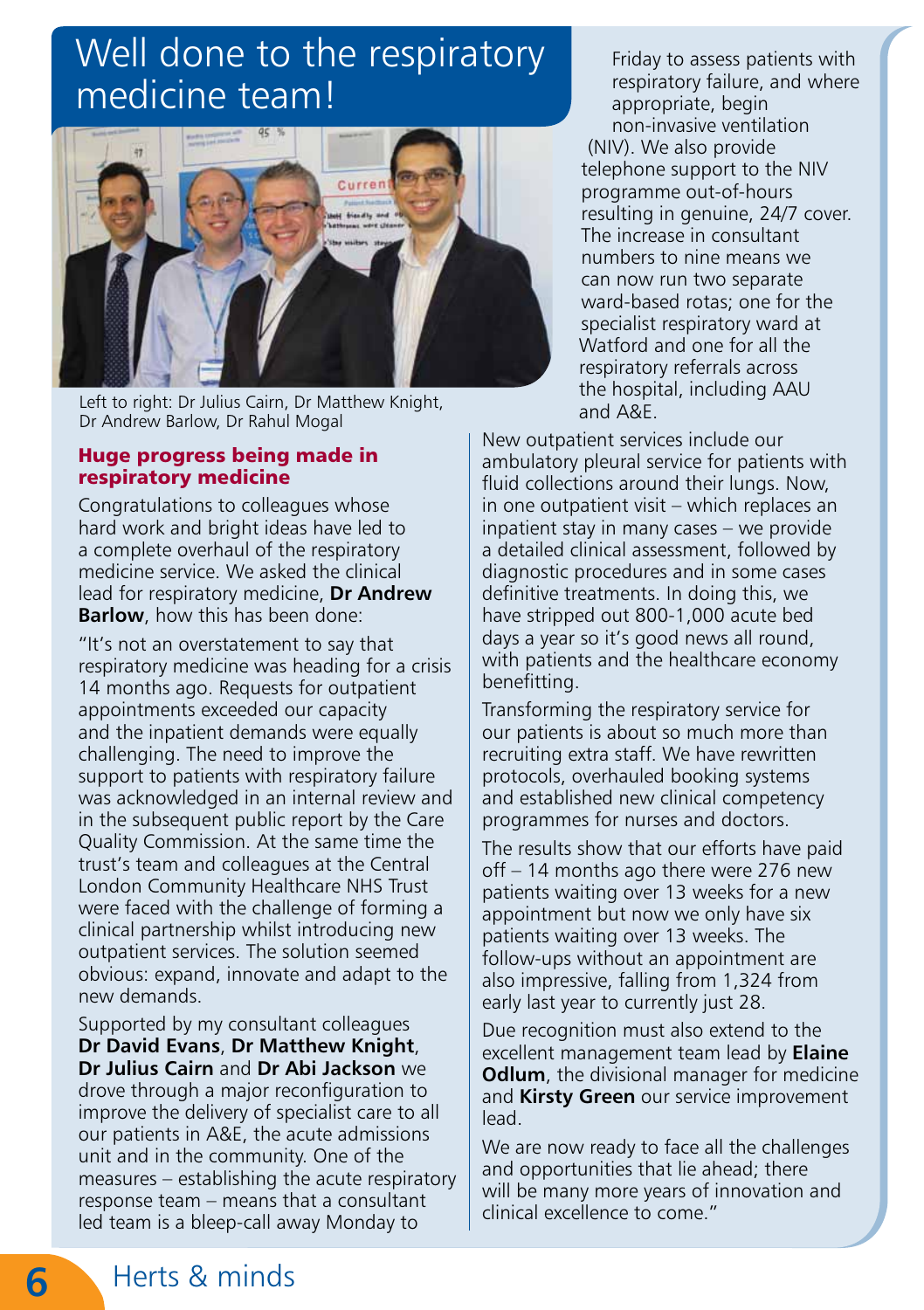# Well done to the respiratory medicine team!

Left to right: Dr Julius Cairn, Dr Matthew Knight, Dr Andrew Barlow, Dr Rahul Mogal

## Huge progress being made in respiratory medicine

Congratulations to colleagues whose hard work and bright ideas have led to a complete overhaul of the respiratory medicine service. We asked the clinical lead for respiratory medicine, **Dr Andrew Barlow**, how this has been done:

"It's not an overstatement to say that respiratory medicine was heading for a crisis 14 months ago. Requests for outpatient appointments exceeded our capacity and the inpatient demands were equally challenging. The need to improve the support to patients with respiratory failure was acknowledged in an internal review and in the subsequent public report by the Care Quality Commission. At the same time the trust's team and colleagues at the Central London Community Healthcare NHS Trust were faced with the challenge of forming a clinical partnership whilst introducing new outpatient services. The solution seemed obvious: expand, innovate and adapt to the new demands.

Supported by my consultant colleagues **Dr David Evans**, **Dr Matthew Knight**, **Dr Julius Cairn** and **Dr Abi Jackson** we drove through a major reconfiguration to improve the delivery of specialist care to all our patients in A&E, the acute admissions unit and in the community. One of the measures – establishing the acute respiratory response team – means that a consultant led team is a bleep-call away Monday to Friday to assess patients with respiratory failure, and where appropriate, begin non-invasive ventilation (NIV). We also provide telephone support to the NIV programme out-of-hours resulting in genuine, 24/7 cover. The increase in consultant numbers to nine means we can now run two separate ward-based rotas; one for the specialist respiratory ward at Watford and one for all the respiratory referrals across the hospital, including AAU and A&E.

New outpatient services include our ambulatory pleural service for patients with fluid collections around their lungs. Now, in one outpatient visit – which replaces an inpatient stay in many cases – we provide a detailed clinical assessment, followed by diagnostic procedures and in some cases definitive treatments. In doing this, we have stripped out 800-1,000 acute bed days a year so it's good news all round, with patients and the healthcare economy benefitting.

Transforming the respiratory service for our patients is about so much more than recruiting extra staff. We have rewritten protocols, overhauled booking systems and established new clinical competency programmes for nurses and doctors.

The results show that our efforts have paid off – 14 months ago there were 276 new patients waiting over 13 weeks for a new appointment but now we only have six patients waiting over 13 weeks. The follow-ups without an appointment are also impressive, falling from 1,324 from early last year to currently just 28.

Due recognition must also extend to the excellent management team lead by **Elaine Odlum**, the divisional manager for medicine and **Kirsty Green** our service improvement lead.

We are now ready to face all the challenges and opportunities that lie ahead; there will be many more years of innovation and clinical excellence to come."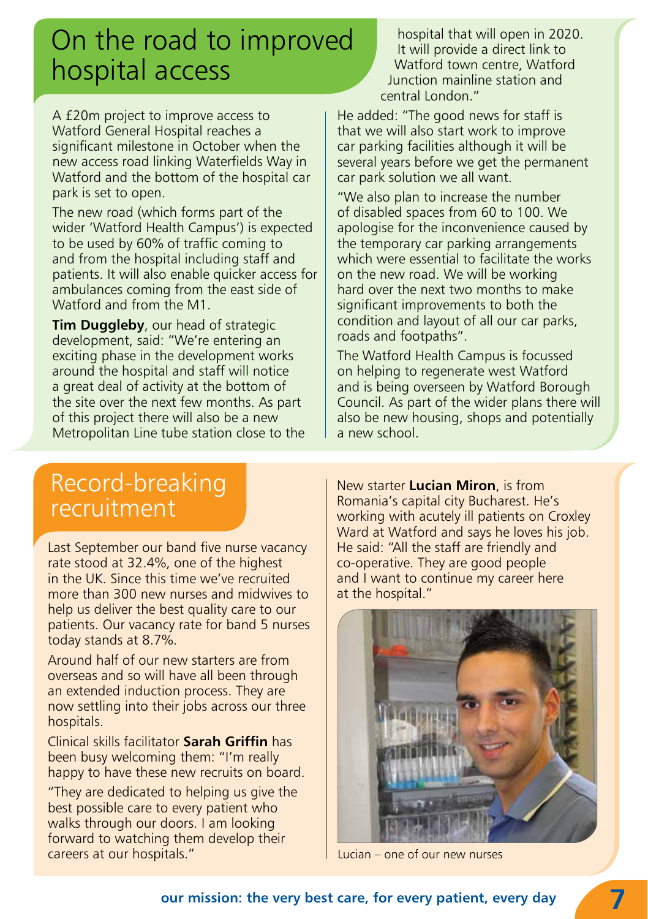# On the road to improved hospital access

A £20m project to improve access to Watford General Hospital reaches a significant milestone in October when the new access road linking Waterfields Way in Watford and the bottom of the hospital car park is set to open.

The new road (which forms part of the wider 'Watford Health Campus') is expected to be used by 60% of traffic coming to and from the hospital including staff and patients. It will also enable quicker access for ambulances coming from the east side of Watford and from the M1.

**Tim Duggleby**, our head of strategic development, said: "We're entering an exciting phase in the development works around the hospital and staff will notice a great deal of activity at the bottom of the site over the next few months. As part of this project there will also be a new Metropolitan Line tube station close to the hospital that will open in 2020. It will provide a direct link to Watford town centre, Watford Junction mainline station and central London."

He added: "The good news for staff is that we will also start work to improve car parking facilities although it will be several years before we get the permanent car park solution we all want.

"We also plan to increase the number of disabled spaces from 60 to 100. We apologise for the inconvenience caused by the temporary car parking arrangements which were essential to facilitate the works on the new road. We will be working hard over the next two months to make significant improvements to both the condition and layout of all our car parks, roads and footpaths".

The Watford Health Campus is focussed on helping to regenerate west Watford and is being overseen by Watford Borough Council. As part of the wider plans there will also be new housing, shops and potentially a new school.

# Record-breaking recruitment

Last September our band five nurse vacancy rate stood at 32.4%, one of the highest in the UK. Since this time we've recruited more than 300 new nurses and midwives to help us deliver the best quality care to our patients. Our vacancy rate for band 5 nurses today stands at 8.7%.

Around half of our new starters are from overseas and so will have all been through an extended induction process. They are now settling into their jobs across our three hospitals.

Clinical skills facilitator **Sarah Griffin** has been busy welcoming them: "I'm really happy to have these new recruits on board.

"They are dedicated to helping us give the best possible care to every patient who walks through our doors. I am looking forward to watching them develop their careers at our hospitals."

New starter **Lucian Miron**, is from Romania's capital city Bucharest. He's working with acutely ill patients on Croxley Ward at Watford and says he loves his job. He said: "All the staff are friendly and co-operative. They are good people and I want to continue my career here at the hospital."

Lucian – one of our new nurses

**our mission: the very best care, for every patient, every day**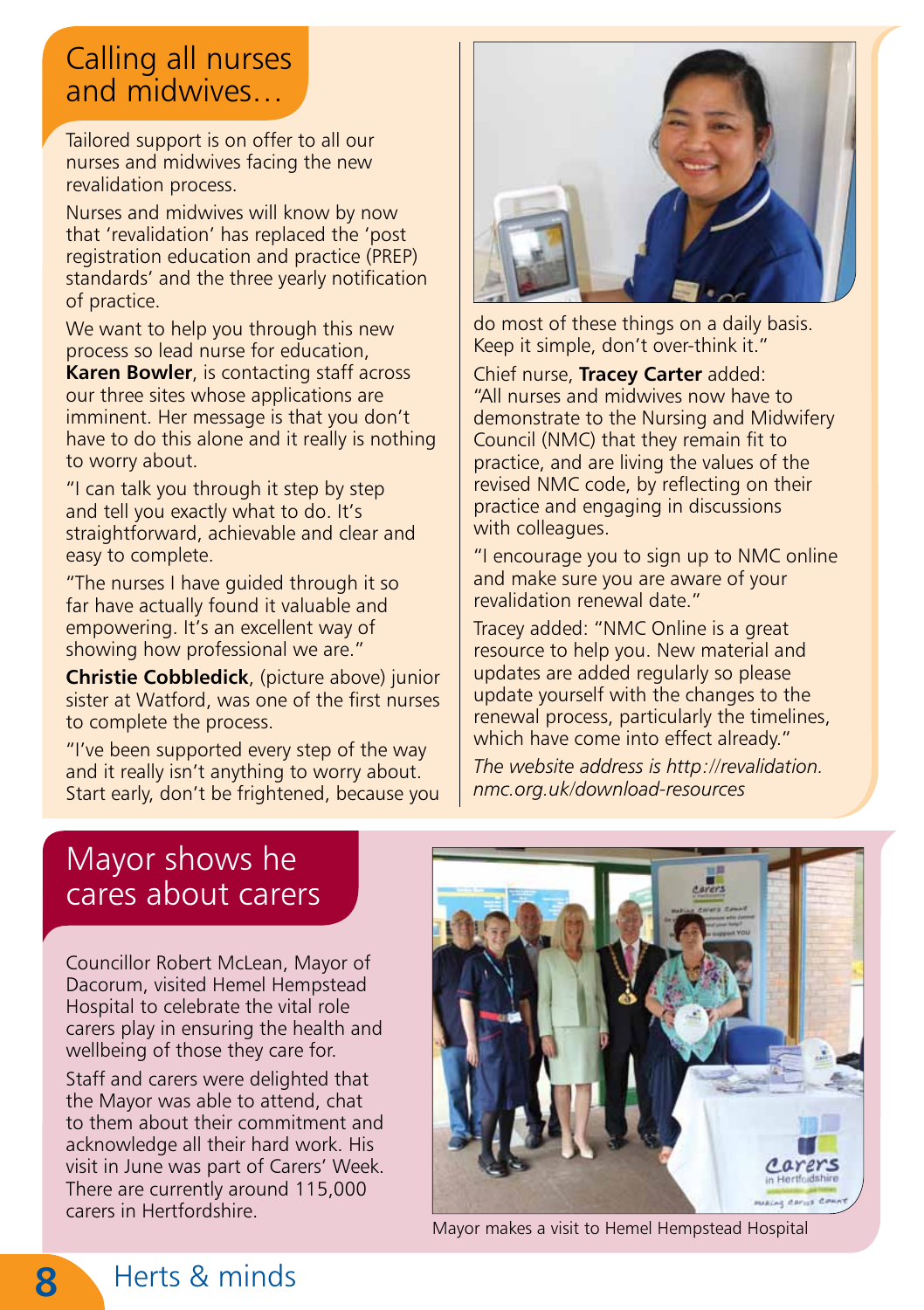## Calling all nurses and midwives…

Tailored support is on offer to all our nurses and midwives facing the new revalidation process.

Nurses and midwives will know by now that 'revalidation' has replaced the 'post registration education and practice (PREP) standards' and the three yearly notification of practice.

We want to help you through this new process so lead nurse for education, **Karen Bowler**, is contacting staff across our three sites whose applications are imminent. Her message is that you don't have to do this alone and it really is nothing to worry about.

"I can talk you through it step by step and tell you exactly what to do. It's straightforward, achievable and clear and easy to complete.

"The nurses I have guided through it so far have actually found it valuable and empowering. It's an excellent way of showing how professional we are."

**Christie Cobbledick**, (picture above) junior sister at Watford, was one of the first nurses to complete the process.

"I've been supported every step of the way and it really isn't anything to worry about. Start early, don't be frightened, because you do most of these things on a daily basis. Keep it simple, don't over-think it."

Chief nurse, **Tracey Carter** added: "All nurses and midwives now have to demonstrate to the Nursing and Midwifery Council (NMC) that they remain fit to practice, and are living the values of the revised NMC code, by reflecting on their practice and engaging in discussions with colleagues.

"I encourage you to sign up to NMC online and make sure you are aware of your revalidation renewal date."

Tracey added: "NMC Online is a great resource to help you. New material and updates are added regularly so please update yourself with the changes to the renewal process, particularly the timelines, which have come into effect already."

*The website address is http://revalidation.nmc.org.uk/download-resources*

## Mayor shows he cares about carers

Councillor Robert McLean, Mayor of Dacorum, visited Hemel Hempstead Hospital to celebrate the vital role carers play in ensuring the health and wellbeing of those they care for.

Staff and carers were delighted that the Mayor was able to attend, chat to them about their commitment and acknowledge all their hard work. His visit in June was part of Carers' Week. There are currently around 115,000 carers in Hertfordshire.

Mayor makes a visit to Hemel Hempstead Hospital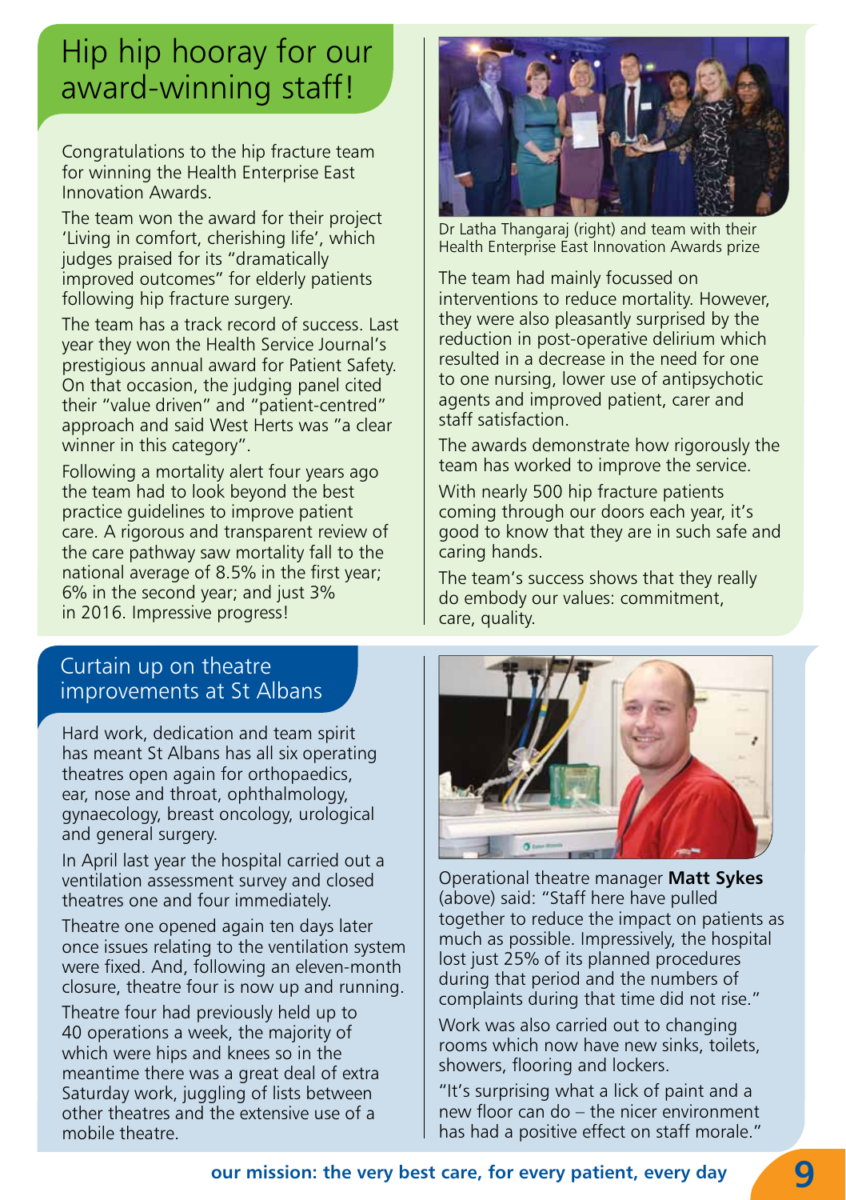# Hip hip hooray for our award-winning staff!

Congratulations to the hip fracture team for winning the Health Enterprise East Innovation Awards.

The team won the award for their project 'Living in comfort, cherishing life', which judges praised for its "dramatically improved outcomes" for elderly patients following hip fracture surgery.

The team has a track record of success. Last year they won the Health Service Journal's prestigious annual award for Patient Safety. On that occasion, the judging panel cited their "value driven" and "patient-centred" approach and said West Herts was "a clear winner in this category".

Following a mortality alert four years ago the team had to look beyond the best practice guidelines to improve patient care. A rigorous and transparent review of the care pathway saw mortality fall to the national average of 8.5% in the first year; 6% in the second year; and just 3% in 2016. Impressive progress!

Dr Latha Thangaraj (right) and team with their Health Enterprise East Innovation Awards prize

The team had mainly focussed on interventions to reduce mortality. However, they were also pleasantly surprised by the reduction in post-operative delirium which resulted in a decrease in the need for one to one nursing, lower use of antipsychotic agents and improved patient, carer and staff satisfaction.

The awards demonstrate how rigorously the team has worked to improve the service.

With nearly 500 hip fracture patients coming through our doors each year, it's good to know that they are in such safe and caring hands.

The team's success shows that they really do embody our values: commitment, care, quality.

## Curtain up on theatre improvements at St Albans

Hard work, dedication and team spirit has meant St Albans has all six operating theatres open again for orthopaedics, ear, nose and throat, ophthalmology, gynaecology, breast oncology, urological and general surgery.

In April last year the hospital carried out a ventilation assessment survey and closed theatres one and four immediately.

Theatre one opened again ten days later once issues relating to the ventilation system were fixed. And, following an eleven-month closure, theatre four is now up and running.

Theatre four had previously held up to 40 operations a week, the majority of which were hips and knees so in the meantime there was a great deal of extra Saturday work, juggling of lists between other theatres and the extensive use of a mobile theatre.

Operational theatre manager **Matt Sykes** (above) said: "Staff here have pulled together to reduce the impact on patients as much as possible. Impressively, the hospital lost just 25% of its planned procedures during that period and the numbers of complaints during that time did not rise."

Work was also carried out to changing rooms which now have new sinks, toilets, showers, flooring and lockers.

"It's surprising what a lick of paint and a new floor can do – the nicer environment has had a positive effect on staff morale."

**our mission: the very best care, for every patient, every day**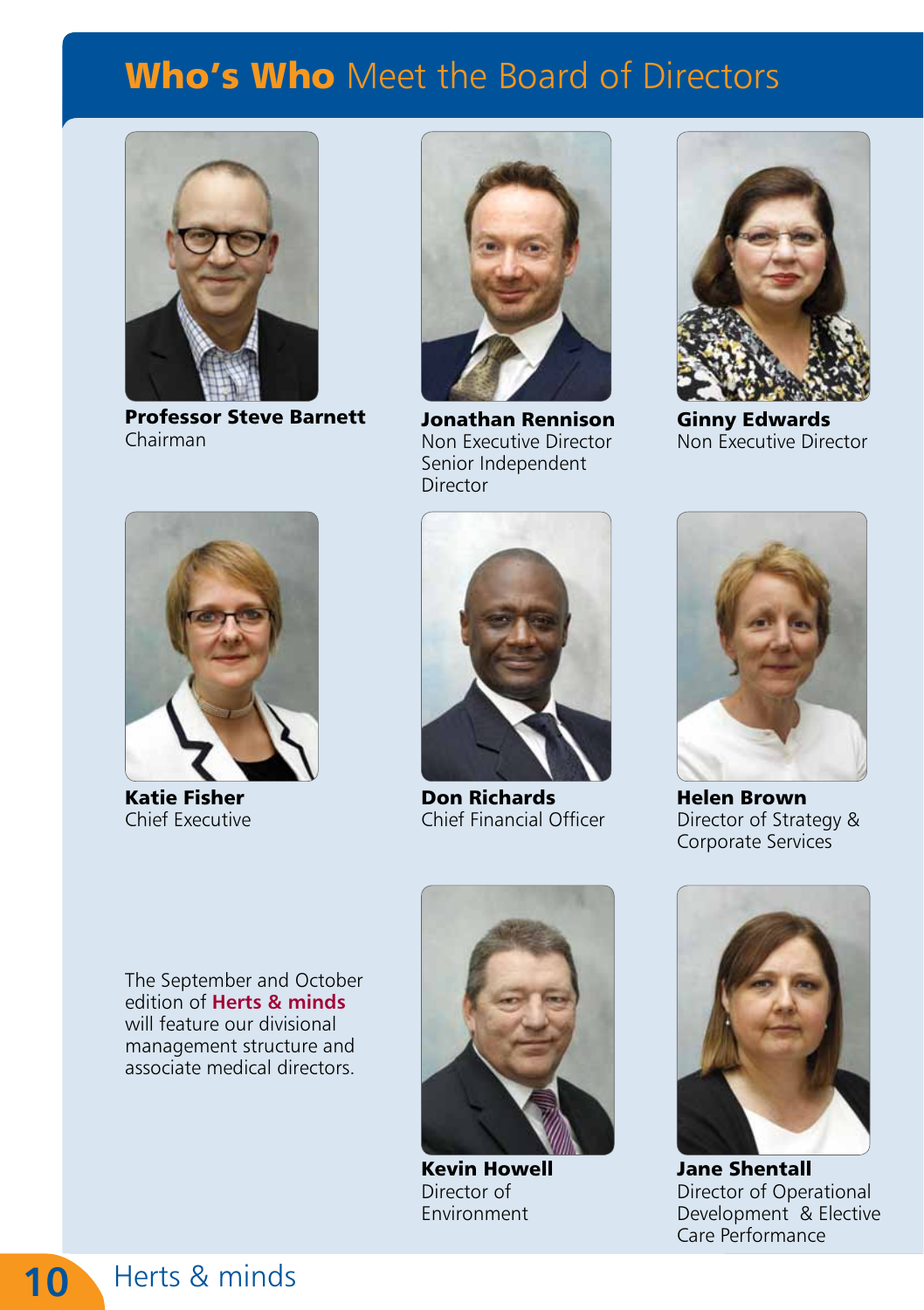# **Who's Who** Meet the Board of Directors

**Professor Steve Barnett**
Chairman

**Jonathan Rennison**
Non Executive Director
Senior Independent Director

**Ginny Edwards**
Non Executive Director

**Katie Fisher**
Chief Executive

**Don Richards**
Chief Financial Officer

**Helen Brown**
Director of Strategy & Corporate Services

The September and October edition of **Herts & minds** will feature our divisional management structure and associate medical directors.

**Kevin Howell**
Director of Environment

**Jane Shentall**
Director of Operational Development & Elective Care Performance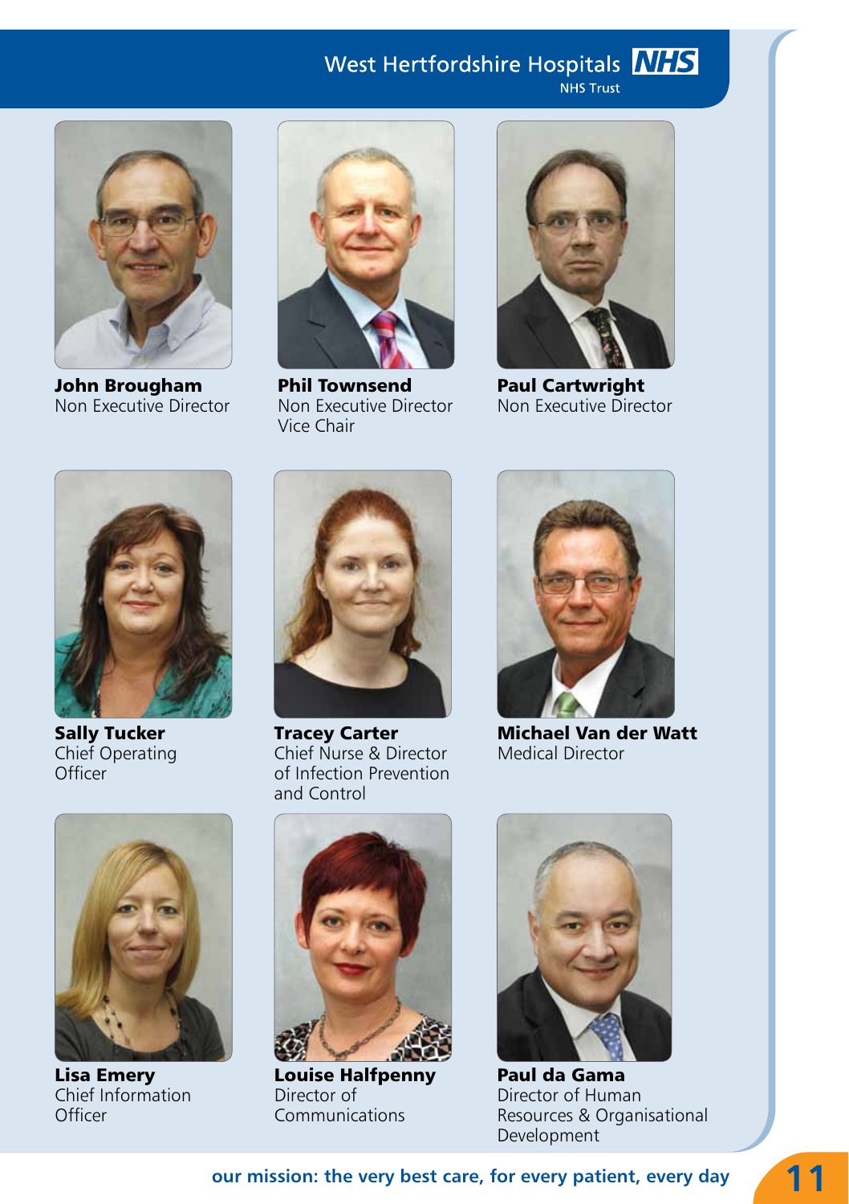**John Brougham**
Non Executive Director

**Phil Townsend**
Non Executive Director
Vice Chair

**Paul Cartwright**
Non Executive Director

**Sally Tucker**
Chief Operating Officer

**Tracey Carter**
Chief Nurse & Director of Infection Prevention and Control

**Michael Van der Watt**
Medical Director

**Lisa Emery**
Chief Information Officer

**Louise Halfpenny**
Director of Communications

**Paul da Gama**
Director of Human Resources & Organisational Development

**our mission: the very best care, for every patient, every day**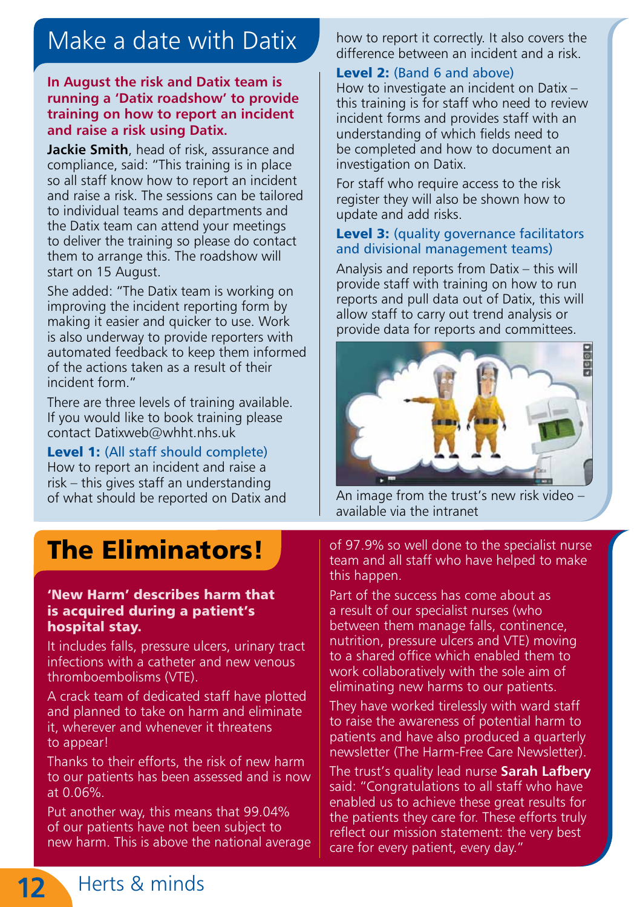# Make a date with Datix

**In August the risk and Datix team is running a 'Datix roadshow' to provide training on how to report an incident and raise a risk using Datix.**

**Jackie Smith**, head of risk, assurance and compliance, said: "This training is in place so all staff know how to report an incident and raise a risk. The sessions can be tailored to individual teams and departments and the Datix team can attend your meetings to deliver the training so please do contact them to arrange this. The roadshow will start on 15 August.

She added: "The Datix team is working on improving the incident reporting form by making it easier and quicker to use. Work is also underway to provide reporters with automated feedback to keep them informed of the actions taken as a result of their incident form."

There are three levels of training available. If you would like to book training please contact Datixweb@whht.nhs.uk

**Level 1:** (All staff should complete)
How to report an incident and raise a risk – this gives staff an understanding of what should be reported on Datix and how to report it correctly. It also covers the difference between an incident and a risk.

**Level 2:** (Band 6 and above)
How to investigate an incident on Datix – this training is for staff who need to review incident forms and provides staff with an understanding of which fields need to be completed and how to document an investigation on Datix.

For staff who require access to the risk register they will also be shown how to update and add risks.

**Level 3:** (quality governance facilitators and divisional management teams)

Analysis and reports from Datix – this will provide staff with training on how to run reports and pull data out of Datix, this will allow staff to carry out trend analysis or provide data for reports and committees.

An image from the trust's new risk video – available via the intranet

# The Eliminators!

**'New Harm' describes harm that is acquired during a patient's hospital stay.**

It includes falls, pressure ulcers, urinary tract infections with a catheter and new venous thromboembolisms (VTE).

A crack team of dedicated staff have plotted and planned to take on harm and eliminate it, wherever and whenever it threatens to appear!

Thanks to their efforts, the risk of new harm to our patients has been assessed and is now at 0.06%.

Put another way, this means that 99.04% of our patients have not been subject to new harm. This is above the national average of 97.9% so well done to the specialist nurse team and all staff who have helped to make this happen.

Part of the success has come about as a result of our specialist nurses (who between them manage falls, continence, nutrition, pressure ulcers and VTE) moving to a shared office which enabled them to work collaboratively with the sole aim of eliminating new harms to our patients.

They have worked tirelessly with ward staff to raise the awareness of potential harm to patients and have also produced a quarterly newsletter (The Harm-Free Care Newsletter).

The trust's quality lead nurse **Sarah Lafbery** said: "Congratulations to all staff who have enabled us to achieve these great results for the patients they care for. These efforts truly reflect our mission statement: the very best care for every patient, every day."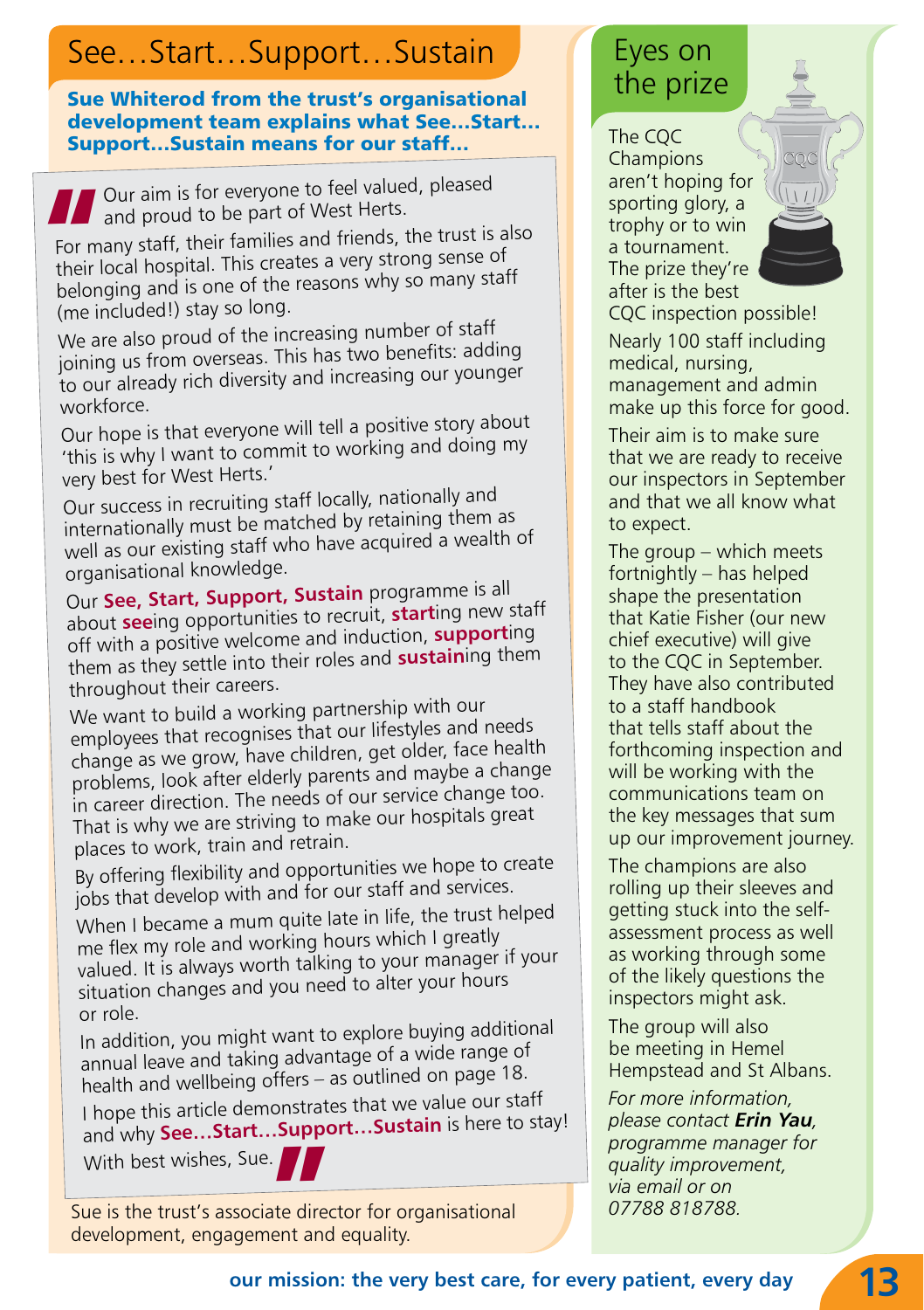# See…Start…Support…Sustain

**Sue Whiterod from the trust's organisational development team explains what See…Start…Support…Sustain means for our staff…**

Our aim is for everyone to feel valued, pleased and proud to be part of West Herts.

For many staff, their families and friends, the trust is also their local hospital. This creates a very strong sense of belonging and is one of the reasons why so many staff (me included!) stay so long.

We are also proud of the increasing number of staff joining us from overseas. This has two benefits: adding to our already rich diversity and increasing our younger workforce.

Our hope is that everyone will tell a positive story about 'this is why I want to commit to working and doing my very best for West Herts.'

Our success in recruiting staff locally, nationally and internationally must be matched by retaining them as well as our existing staff who have acquired a wealth of organisational knowledge.

Our **See, Start, Support, Sustain** programme is all about **see**ing opportunities to recruit, **start**ing new staff off with a positive welcome and induction, **support**ing them as they settle into their roles and **sustain**ing them throughout their careers.

We want to build a working partnership with our employees that recognises that our lifestyles and needs change as we grow, have children, get older, face health problems, look after elderly parents and maybe a change in career direction. The needs of our service change too. That is why we are striving to make our hospitals great places to work, train and retrain.

By offering flexibility and opportunities we hope to create jobs that develop with and for our staff and services.

When I became a mum quite late in life, the trust helped me flex my role and working hours which I greatly valued. It is always worth talking to your manager if your situation changes and you need to alter your hours or role.

In addition, you might want to explore buying additional annual leave and taking advantage of a wide range of health and wellbeing offers – as outlined on page 18.

I hope this article demonstrates that we value our staff and why **See…Start…Support…Sustain** is here to stay!

With best wishes, Sue.

Sue is the trust's associate director for organisational development, engagement and equality.

# Eyes on the prize

The CQC Champions aren't hoping for sporting glory, a trophy or to win a tournament. The prize they're after is the best CQC inspection possible!

Nearly 100 staff including medical, nursing, management and admin make up this force for good.

Their aim is to make sure that we are ready to receive our inspectors in September and that we all know what to expect.

The group – which meets fortnightly – has helped shape the presentation that Katie Fisher (our new chief executive) will give to the CQC in September. They have also contributed to a staff handbook that tells staff about the forthcoming inspection and will be working with the communications team on the key messages that sum up our improvement journey.

The champions are also rolling up their sleeves and getting stuck into the self-assessment process as well as working through some of the likely questions the inspectors might ask.

The group will also be meeting in Hemel Hempstead and St Albans.

*For more information, please contact **Erin Yau**, programme manager for quality improvement, via email or on 07788 818788.*

**our mission: the very best care, for every patient, every day**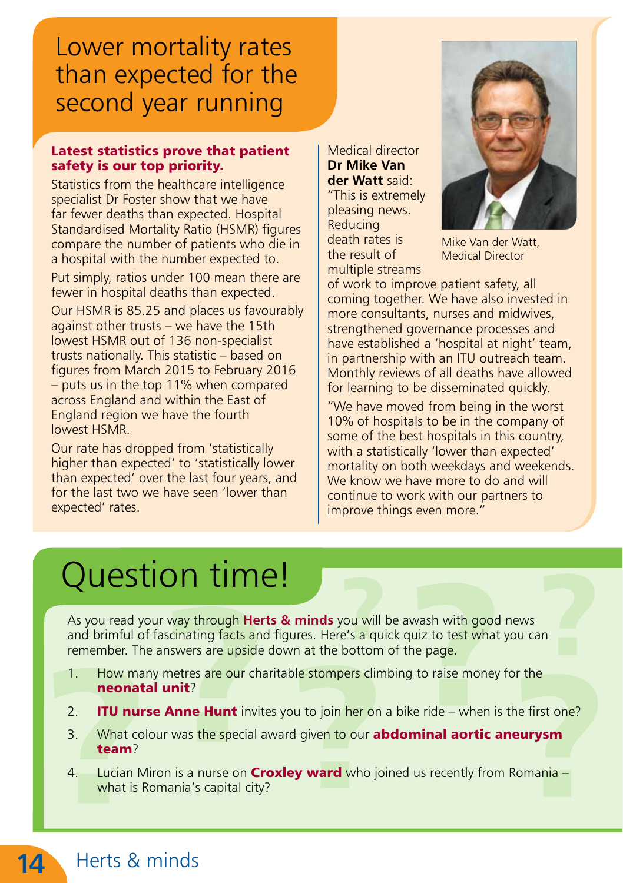# Lower mortality rates than expected for the second year running

**Latest statistics prove that patient safety is our top priority.**

Statistics from the healthcare intelligence specialist Dr Foster show that we have far fewer deaths than expected. Hospital Standardised Mortality Ratio (HSMR) figures compare the number of patients who die in a hospital with the number expected to.

Put simply, ratios under 100 mean there are fewer in hospital deaths than expected.

Our HSMR is 85.25 and places us favourably against other trusts – we have the 15th lowest HSMR out of 136 non-specialist trusts nationally. This statistic – based on figures from March 2015 to February 2016 – puts us in the top 11% when compared across England and within the East of England region we have the fourth lowest HSMR.

Our rate has dropped from 'statistically higher than expected' to 'statistically lower than expected' over the last four years, and for the last two we have seen 'lower than expected' rates.

Medical director **Dr Mike Van der Watt** said: "This is extremely pleasing news. Reducing death rates is the result of multiple streams of work to improve patient safety, all coming together. We have also invested in more consultants, nurses and midwives, strengthened governance processes and have established a 'hospital at night' team, in partnership with an ITU outreach team. Monthly reviews of all deaths have allowed for learning to be disseminated quickly.

"We have moved from being in the worst 10% of hospitals to be in the company of some of the best hospitals in this country, with a statistically 'lower than expected' mortality on both weekdays and weekends. We know we have more to do and will continue to work with our partners to improve things even more."

Mike Van der Watt, Medical Director

# Question time!

As you read your way through **Herts & minds** you will be awash with good news and brimful of fascinating facts and figures. Here's a quick quiz to test what you can remember. The answers are upside down at the bottom of the page.

1. How many metres are our charitable stompers climbing to raise money for the **neonatal unit**?
2. **ITU nurse Anne Hunt** invites you to join her on a bike ride – when is the first one?
3. What colour was the special award given to our **abdominal aortic aneurysm team**?
4. Lucian Miron is a nurse on **Croxley ward** who joined us recently from Romania – what is Romania's capital city?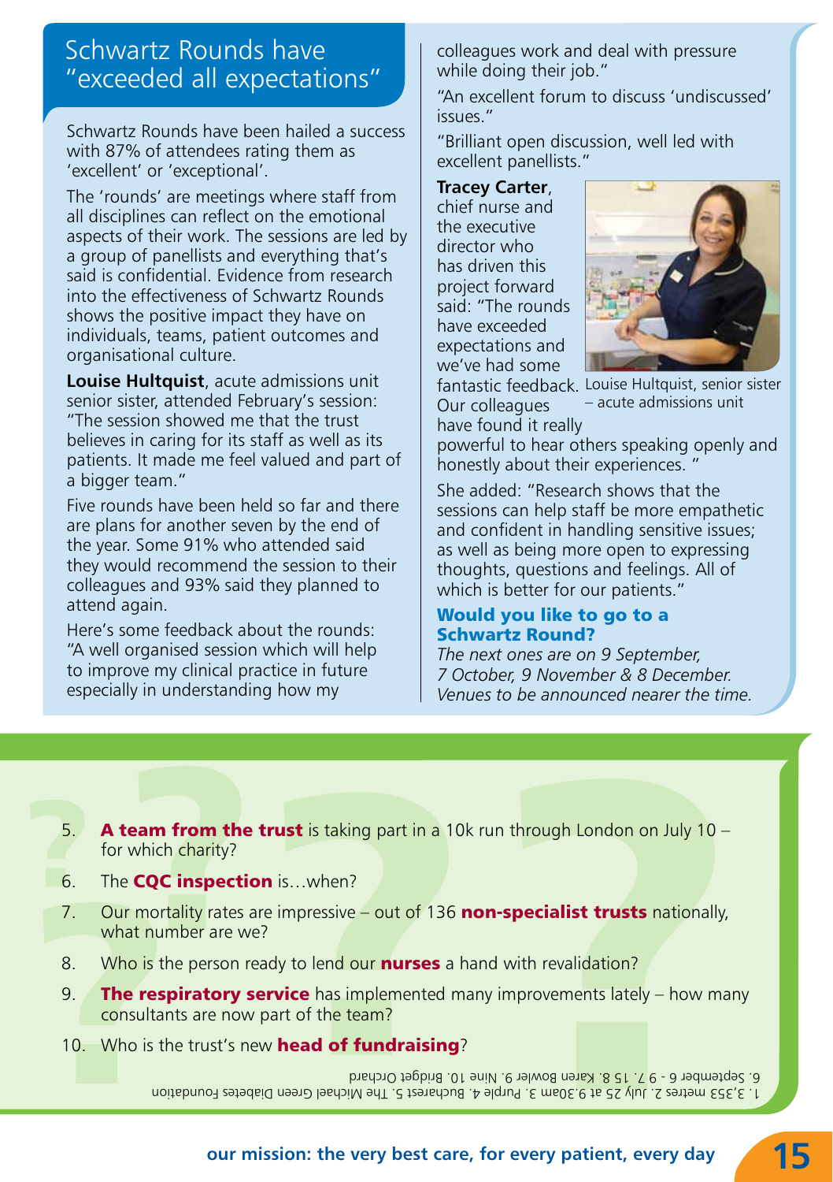## Schwartz Rounds have "exceeded all expectations"

Schwartz Rounds have been hailed a success with 87% of attendees rating them as 'excellent' or 'exceptional'.

The 'rounds' are meetings where staff from all disciplines can reflect on the emotional aspects of their work. The sessions are led by a group of panellists and everything that's said is confidential. Evidence from research into the effectiveness of Schwartz Rounds shows the positive impact they have on individuals, teams, patient outcomes and organisational culture.

**Louise Hultquist**, acute admissions unit senior sister, attended February's session: "The session showed me that the trust believes in caring for its staff as well as its patients. It made me feel valued and part of a bigger team."

Five rounds have been held so far and there are plans for another seven by the end of the year. Some 91% who attended said they would recommend the session to their colleagues and 93% said they planned to attend again.

Here's some feedback about the rounds: "A well organised session which will help to improve my clinical practice in future especially in understanding how my colleagues work and deal with pressure while doing their job."

"An excellent forum to discuss 'undiscussed' issues."

"Brilliant open discussion, well led with excellent panellists."

**Tracey Carter**, chief nurse and the executive director who has driven this project forward said: "The rounds have exceeded expectations and we've had some fantastic feedback. Our colleagues have found it really powerful to hear others speaking openly and honestly about their experiences. "

Louise Hultquist, senior sister – acute admissions unit

She added: "Research shows that the sessions can help staff be more empathetic and confident in handling sensitive issues; as well as being more open to expressing thoughts, questions and feelings. All of which is better for our patients."

### Would you like to go to a Schwartz Round?

*The next ones are on 9 September, 7 October, 9 November & 8 December. Venues to be announced nearer the time.*

---

5. **A team from the trust** is taking part in a 10k run through London on July 10 – for which charity?
6. The **CQC inspection** is…when?
7. Our mortality rates are impressive – out of 136 **non-specialist trusts** nationally, what number are we?
8. Who is the person ready to lend our **nurses** a hand with revalidation?
9. **The respiratory service** has implemented many improvements lately – how many consultants are now part of the team?
10. Who is the trust's new **head of fundraising**?

1. 3,353 metres 2. July 25 at 9.30am 3. Purple 4. Bucharest 5. The Michael Green Diabetes Foundation 6. September 6 - 9 7. 15 8. Karen Bowler 9. Nine 10. Bridget Orchard

our mission: the very best care, for every patient, every day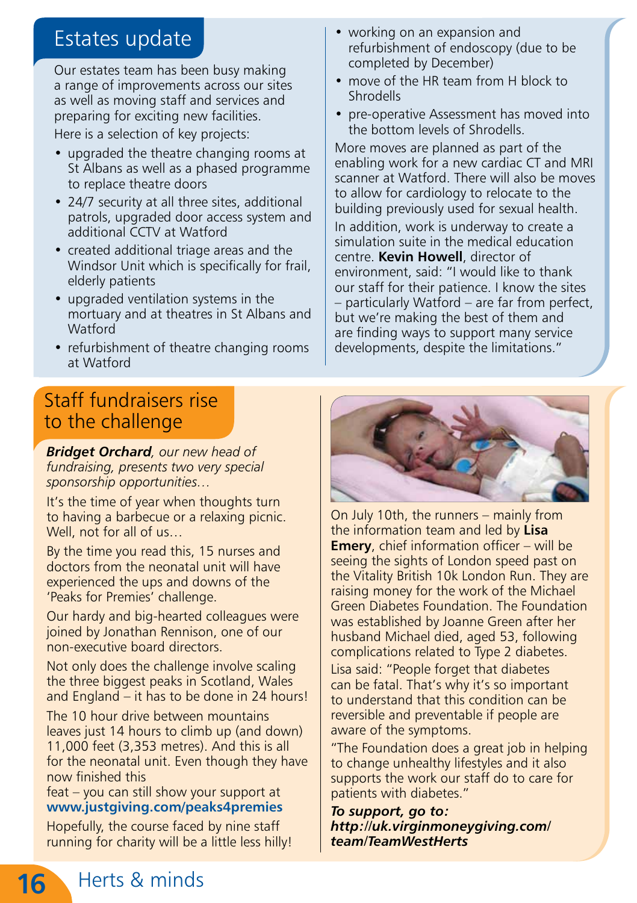## Estates update

Our estates team has been busy making a range of improvements across our sites as well as moving staff and services and preparing for exciting new facilities.

Here is a selection of key projects:

- upgraded the theatre changing rooms at St Albans as well as a phased programme to replace theatre doors
- 24/7 security at all three sites, additional patrols, upgraded door access system and additional CCTV at Watford
- created additional triage areas and the Windsor Unit which is specifically for frail, elderly patients
- upgraded ventilation systems in the mortuary and at theatres in St Albans and Watford
- refurbishment of theatre changing rooms at Watford
- working on an expansion and refurbishment of endoscopy (due to be completed by December)
- move of the HR team from H block to Shrodells
- pre-operative Assessment has moved into the bottom levels of Shrodells.

More moves are planned as part of the enabling work for a new cardiac CT and MRI scanner at Watford. There will also be moves to allow for cardiology to relocate to the building previously used for sexual health.

In addition, work is underway to create a simulation suite in the medical education centre. **Kevin Howell**, director of environment, said: "I would like to thank our staff for their patience. I know the sites – particularly Watford – are far from perfect, but we're making the best of them and are finding ways to support many service developments, despite the limitations."

## Staff fundraisers rise to the challenge

***Bridget Orchard****, our new head of fundraising, presents two very special sponsorship opportunities…*

It's the time of year when thoughts turn to having a barbecue or a relaxing picnic. Well, not for all of us…

By the time you read this, 15 nurses and doctors from the neonatal unit will have experienced the ups and downs of the 'Peaks for Premies' challenge.

Our hardy and big-hearted colleagues were joined by Jonathan Rennison, one of our non-executive board directors.

Not only does the challenge involve scaling the three biggest peaks in Scotland, Wales and England – it has to be done in 24 hours!

The 10 hour drive between mountains leaves just 14 hours to climb up (and down) 11,000 feet (3,353 metres). And this is all for the neonatal unit. Even though they have now finished this feat – you can still show your support at **www.justgiving.com/peaks4premies**

Hopefully, the course faced by nine staff running for charity will be a little less hilly!

On July 10th, the runners – mainly from the information team and led by **Lisa Emery**, chief information officer – will be seeing the sights of London speed past on the Vitality British 10k London Run. They are raising money for the work of the Michael Green Diabetes Foundation. The Foundation was established by Joanne Green after her husband Michael died, aged 53, following complications related to Type 2 diabetes.

Lisa said: "People forget that diabetes can be fatal. That's why it's so important to understand that this condition can be reversible and preventable if people are aware of the symptoms.

"The Foundation does a great job in helping to change unhealthy lifestyles and it also supports the work our staff do to care for patients with diabetes."

***To support, go to: http://uk.virginmoneygiving.com/team/TeamWestHerts***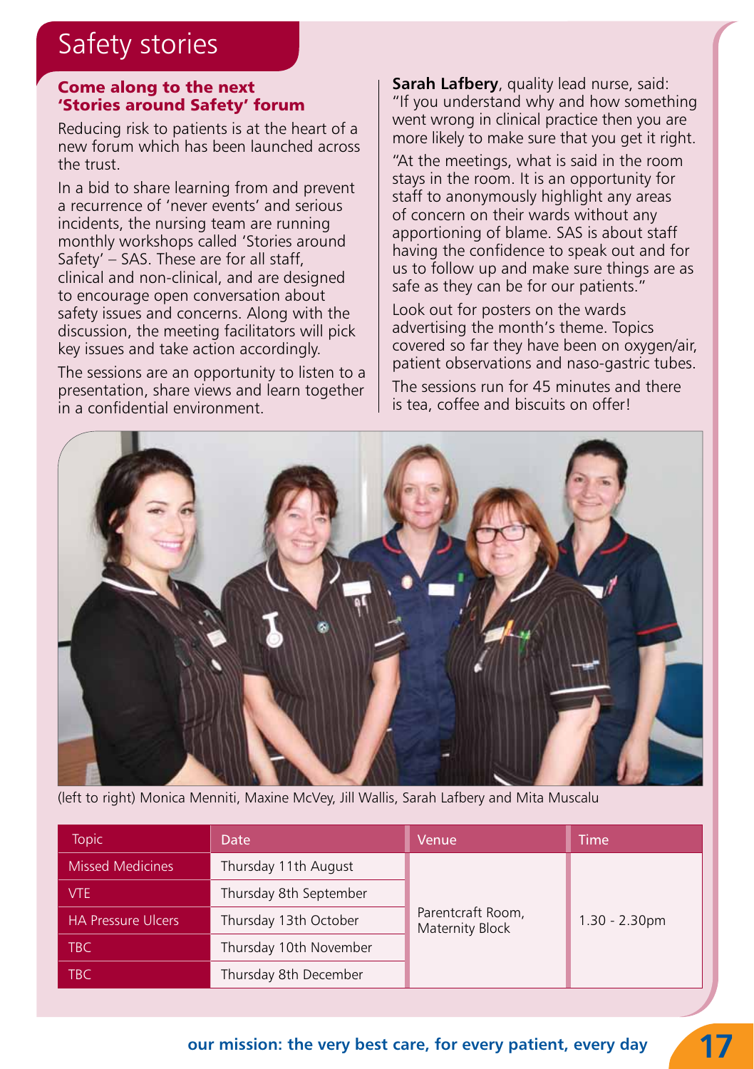# Safety stories

## Come along to the next 'Stories around Safety' forum

Reducing risk to patients is at the heart of a new forum which has been launched across the trust.

In a bid to share learning from and prevent a recurrence of 'never events' and serious incidents, the nursing team are running monthly workshops called 'Stories around Safety' – SAS. These are for all staff, clinical and non-clinical, and are designed to encourage open conversation about safety issues and concerns. Along with the discussion, the meeting facilitators will pick key issues and take action accordingly.

The sessions are an opportunity to listen to a presentation, share views and learn together in a confidential environment.

**Sarah Lafbery**, quality lead nurse, said: "If you understand why and how something went wrong in clinical practice then you are more likely to make sure that you get it right.

"At the meetings, what is said in the room stays in the room. It is an opportunity for staff to anonymously highlight any areas of concern on their wards without any apportioning of blame. SAS is about staff having the confidence to speak out and for us to follow up and make sure things are as safe as they can be for our patients."

Look out for posters on the wards advertising the month's theme. Topics covered so far they have been on oxygen/air, patient observations and naso-gastric tubes.

The sessions run for 45 minutes and there is tea, coffee and biscuits on offer!

(left to right) Monica Menniti, Maxine McVey, Jill Wallis, Sarah Lafbery and Mita Muscalu

| Topic | Date | Venue | Time |
|---|---|---|---|
| Missed Medicines | Thursday 11th August | Parentcraft Room, Maternity Block | 1.30 - 2.30pm |
| VTE | Thursday 8th September | | |
| HA Pressure Ulcers | Thursday 13th October | | |
| TBC | Thursday 10th November | | |
| TBC | Thursday 8th December | | |

our mission: the very best care, for every patient, every day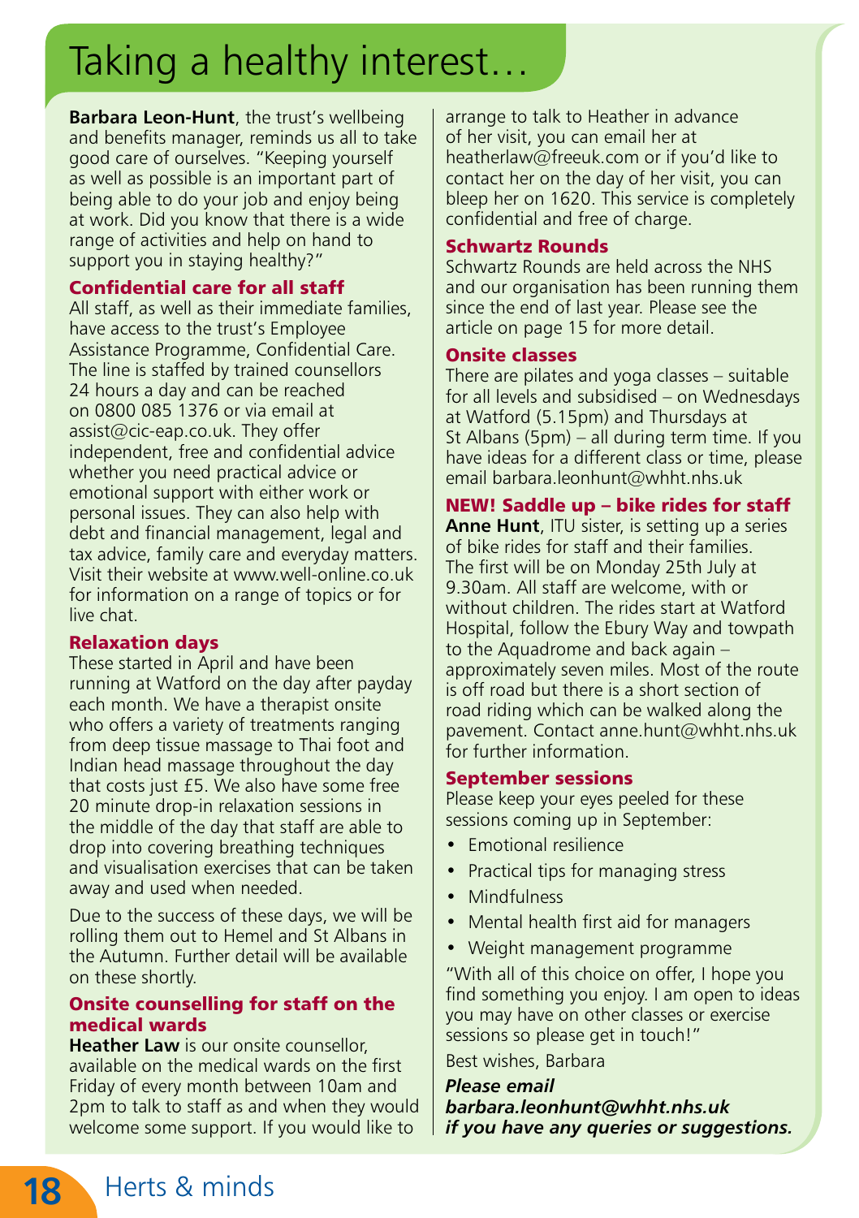# Taking a healthy interest…

**Barbara Leon-Hunt**, the trust's wellbeing and benefits manager, reminds us all to take good care of ourselves. "Keeping yourself as well as possible is an important part of being able to do your job and enjoy being at work. Did you know that there is a wide range of activities and help on hand to support you in staying healthy?"

### Confidential care for all staff

All staff, as well as their immediate families, have access to the trust's Employee Assistance Programme, Confidential Care. The line is staffed by trained counsellors 24 hours a day and can be reached on 0800 085 1376 or via email at assist@cic-eap.co.uk. They offer independent, free and confidential advice whether you need practical advice or emotional support with either work or personal issues. They can also help with debt and financial management, legal and tax advice, family care and everyday matters. Visit their website at www.well-online.co.uk for information on a range of topics or for live chat.

### Relaxation days

These started in April and have been running at Watford on the day after payday each month. We have a therapist onsite who offers a variety of treatments ranging from deep tissue massage to Thai foot and Indian head massage throughout the day that costs just £5. We also have some free 20 minute drop-in relaxation sessions in the middle of the day that staff are able to drop into covering breathing techniques and visualisation exercises that can be taken away and used when needed.

Due to the success of these days, we will be rolling them out to Hemel and St Albans in the Autumn. Further detail will be available on these shortly.

### Onsite counselling for staff on the medical wards

**Heather Law** is our onsite counsellor, available on the medical wards on the first Friday of every month between 10am and 2pm to talk to staff as and when they would welcome some support. If you would like to arrange to talk to Heather in advance of her visit, you can email her at heatherlaw@freeuk.com or if you'd like to contact her on the day of her visit, you can bleep her on 1620. This service is completely confidential and free of charge.

### Schwartz Rounds

Schwartz Rounds are held across the NHS and our organisation has been running them since the end of last year. Please see the article on page 15 for more detail.

### Onsite classes

There are pilates and yoga classes – suitable for all levels and subsidised – on Wednesdays at Watford (5.15pm) and Thursdays at St Albans (5pm) – all during term time. If you have ideas for a different class or time, please email barbara.leonhunt@whht.nhs.uk

### NEW! Saddle up – bike rides for staff

**Anne Hunt**, ITU sister, is setting up a series of bike rides for staff and their families. The first will be on Monday 25th July at 9.30am. All staff are welcome, with or without children. The rides start at Watford Hospital, follow the Ebury Way and towpath to the Aquadrome and back again – approximately seven miles. Most of the route is off road but there is a short section of road riding which can be walked along the pavement. Contact anne.hunt@whht.nhs.uk for further information.

### September sessions

Please keep your eyes peeled for these sessions coming up in September:

- Emotional resilience
- Practical tips for managing stress
- Mindfulness
- Mental health first aid for managers
- Weight management programme

"With all of this choice on offer, I hope you find something you enjoy. I am open to ideas you may have on other classes or exercise sessions so please get in touch!"

Best wishes, Barbara

***Please email barbara.leonhunt@whht.nhs.uk if you have any queries or suggestions.***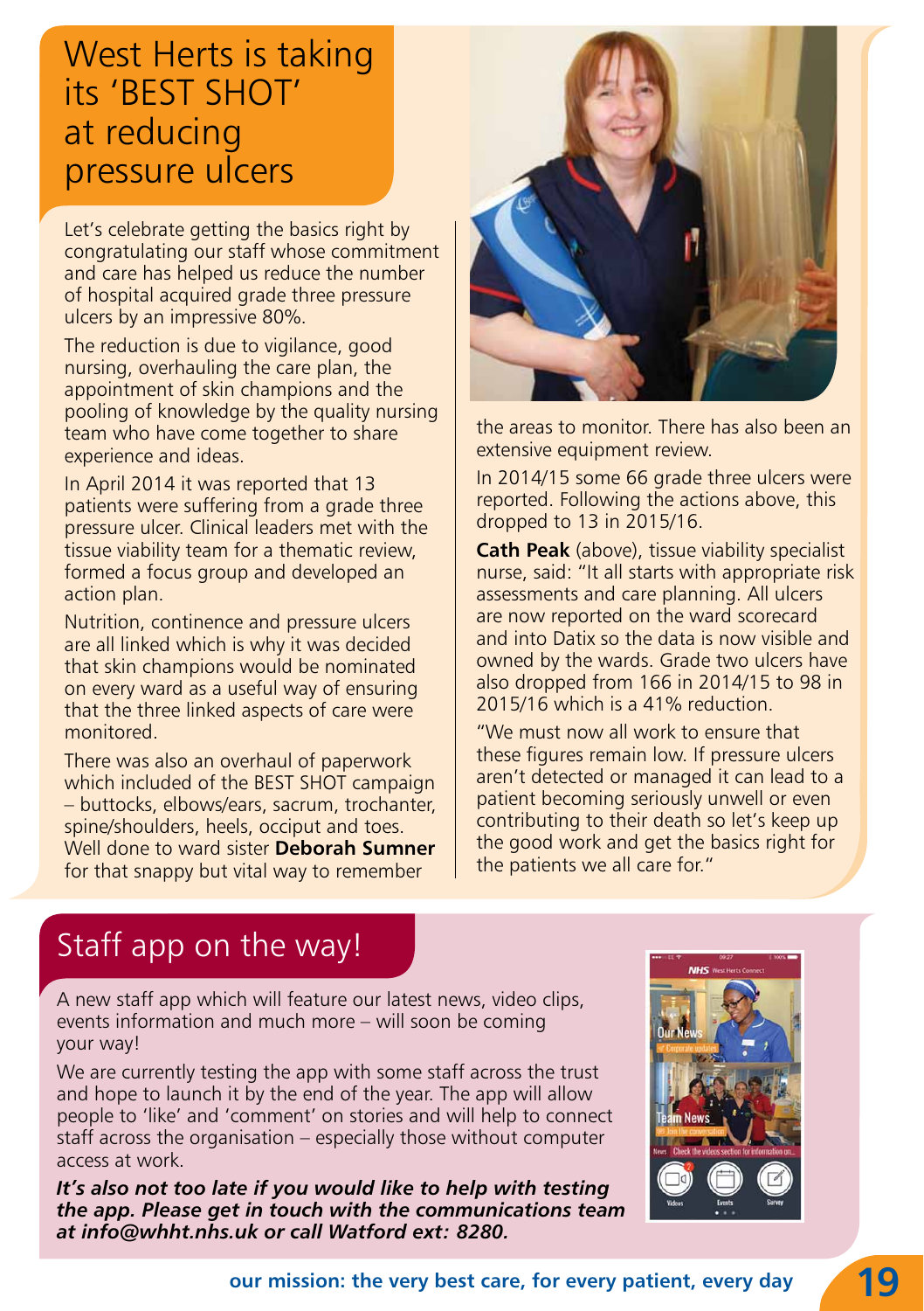# West Herts is taking its 'BEST SHOT' at reducing pressure ulcers

Let's celebrate getting the basics right by congratulating our staff whose commitment and care has helped us reduce the number of hospital acquired grade three pressure ulcers by an impressive 80%.

The reduction is due to vigilance, good nursing, overhauling the care plan, the appointment of skin champions and the pooling of knowledge by the quality nursing team who have come together to share experience and ideas.

In April 2014 it was reported that 13 patients were suffering from a grade three pressure ulcer. Clinical leaders met with the tissue viability team for a thematic review, formed a focus group and developed an action plan.

Nutrition, continence and pressure ulcers are all linked which is why it was decided that skin champions would be nominated on every ward as a useful way of ensuring that the three linked aspects of care were monitored.

There was also an overhaul of paperwork which included of the BEST SHOT campaign – buttocks, elbows/ears, sacrum, trochanter, spine/shoulders, heels, occiput and toes. Well done to ward sister **Deborah Sumner** for that snappy but vital way to remember the areas to monitor. There has also been an extensive equipment review.

In 2014/15 some 66 grade three ulcers were reported. Following the actions above, this dropped to 13 in 2015/16.

**Cath Peak** (above), tissue viability specialist nurse, said: "It all starts with appropriate risk assessments and care planning. All ulcers are now reported on the ward scorecard and into Datix so the data is now visible and owned by the wards. Grade two ulcers have also dropped from 166 in 2014/15 to 98 in 2015/16 which is a 41% reduction.

"We must now all work to ensure that these figures remain low. If pressure ulcers aren't detected or managed it can lead to a patient becoming seriously unwell or even contributing to their death so let's keep up the good work and get the basics right for the patients we all care for."

# Staff app on the way!

A new staff app which will feature our latest news, video clips, events information and much more – will soon be coming your way!

We are currently testing the app with some staff across the trust and hope to launch it by the end of the year. The app will allow people to 'like' and 'comment' on stories and will help to connect staff across the organisation – especially those without computer access at work.

***It's also not too late if you would like to help with testing the app. Please get in touch with the communications team at info@whht.nhs.uk or call Watford ext: 8280.***

**our mission: the very best care, for every patient, every day**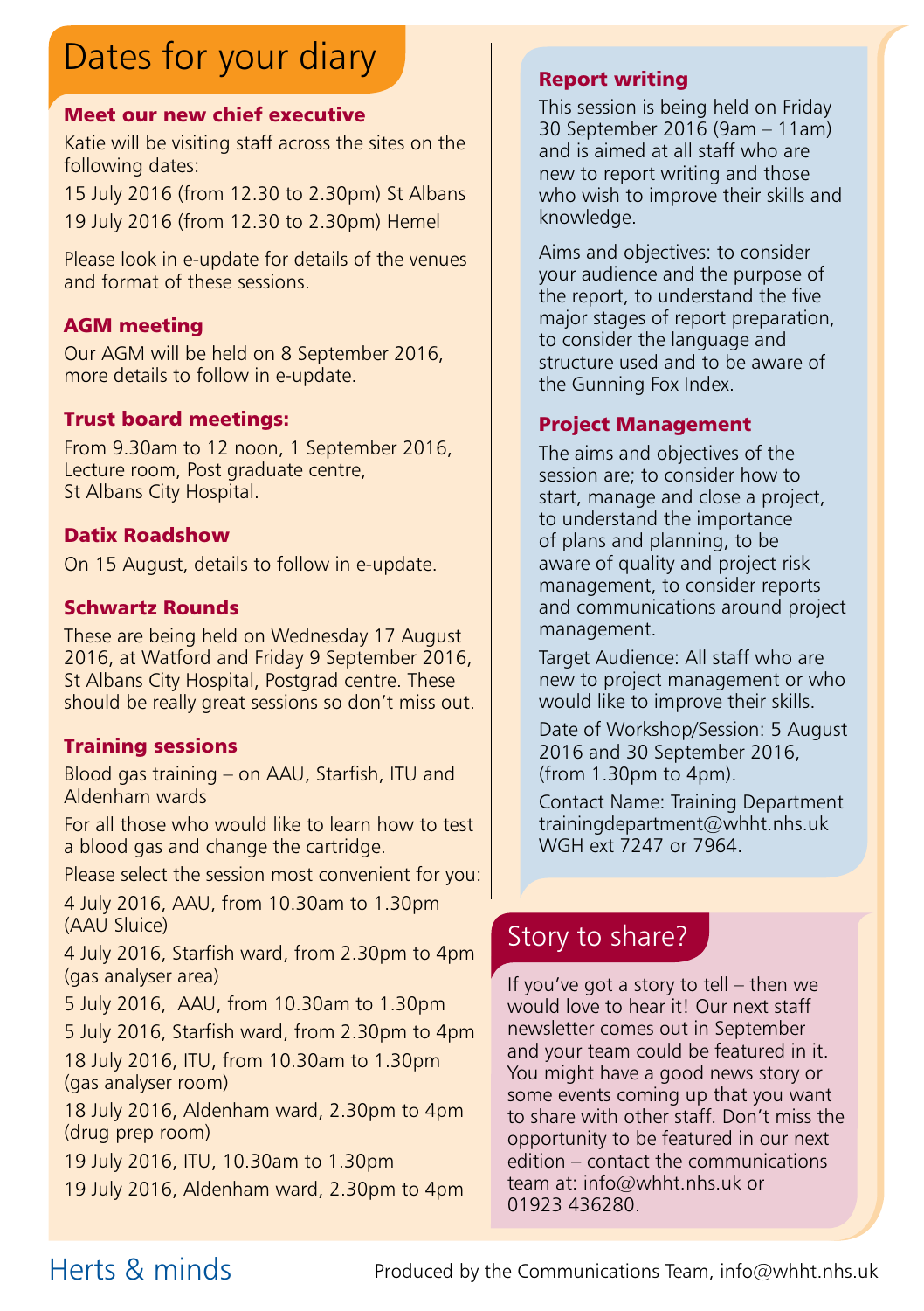# Dates for your diary

### Meet our new chief executive

Katie will be visiting staff across the sites on the following dates:

15 July 2016 (from 12.30 to 2.30pm) St Albans

19 July 2016 (from 12.30 to 2.30pm) Hemel

Please look in e-update for details of the venues and format of these sessions.

### AGM meeting

Our AGM will be held on 8 September 2016, more details to follow in e-update.

### Trust board meetings:

From 9.30am to 12 noon, 1 September 2016, Lecture room, Post graduate centre, St Albans City Hospital.

### Datix Roadshow

On 15 August, details to follow in e-update.

### Schwartz Rounds

These are being held on Wednesday 17 August 2016, at Watford and Friday 9 September 2016, St Albans City Hospital, Postgrad centre. These should be really great sessions so don't miss out.

### Training sessions

Blood gas training – on AAU, Starfish, ITU and Aldenham wards

For all those who would like to learn how to test a blood gas and change the cartridge.

Please select the session most convenient for you:

4 July 2016, AAU, from 10.30am to 1.30pm (AAU Sluice)

4 July 2016, Starfish ward, from 2.30pm to 4pm (gas analyser area)

5 July 2016, AAU, from 10.30am to 1.30pm

5 July 2016, Starfish ward, from 2.30pm to 4pm

18 July 2016, ITU, from 10.30am to 1.30pm (gas analyser room)

18 July 2016, Aldenham ward, 2.30pm to 4pm (drug prep room)

19 July 2016, ITU, 10.30am to 1.30pm

19 July 2016, Aldenham ward, 2.30pm to 4pm

### Report writing

This session is being held on Friday 30 September 2016 (9am – 11am) and is aimed at all staff who are new to report writing and those who wish to improve their skills and knowledge.

Aims and objectives: to consider your audience and the purpose of the report, to understand the five major stages of report preparation, to consider the language and structure used and to be aware of the Gunning Fox Index.

### Project Management

The aims and objectives of the session are; to consider how to start, manage and close a project, to understand the importance of plans and planning, to be aware of quality and project risk management, to consider reports and communications around project management.

Target Audience: All staff who are new to project management or who would like to improve their skills.

Date of Workshop/Session: 5 August 2016 and 30 September 2016, (from 1.30pm to 4pm).

Contact Name: Training Department trainingdepartment@whht.nhs.uk WGH ext 7247 or 7964.

## Story to share?

If you've got a story to tell – then we would love to hear it! Our next staff newsletter comes out in September and your team could be featured in it. You might have a good news story or some events coming up that you want to share with other staff. Don't miss the opportunity to be featured in our next edition – contact the communications team at: info@whht.nhs.uk or 01923 436280.

Herts & minds

Produced by the Communications Team, info@whht.nhs.uk